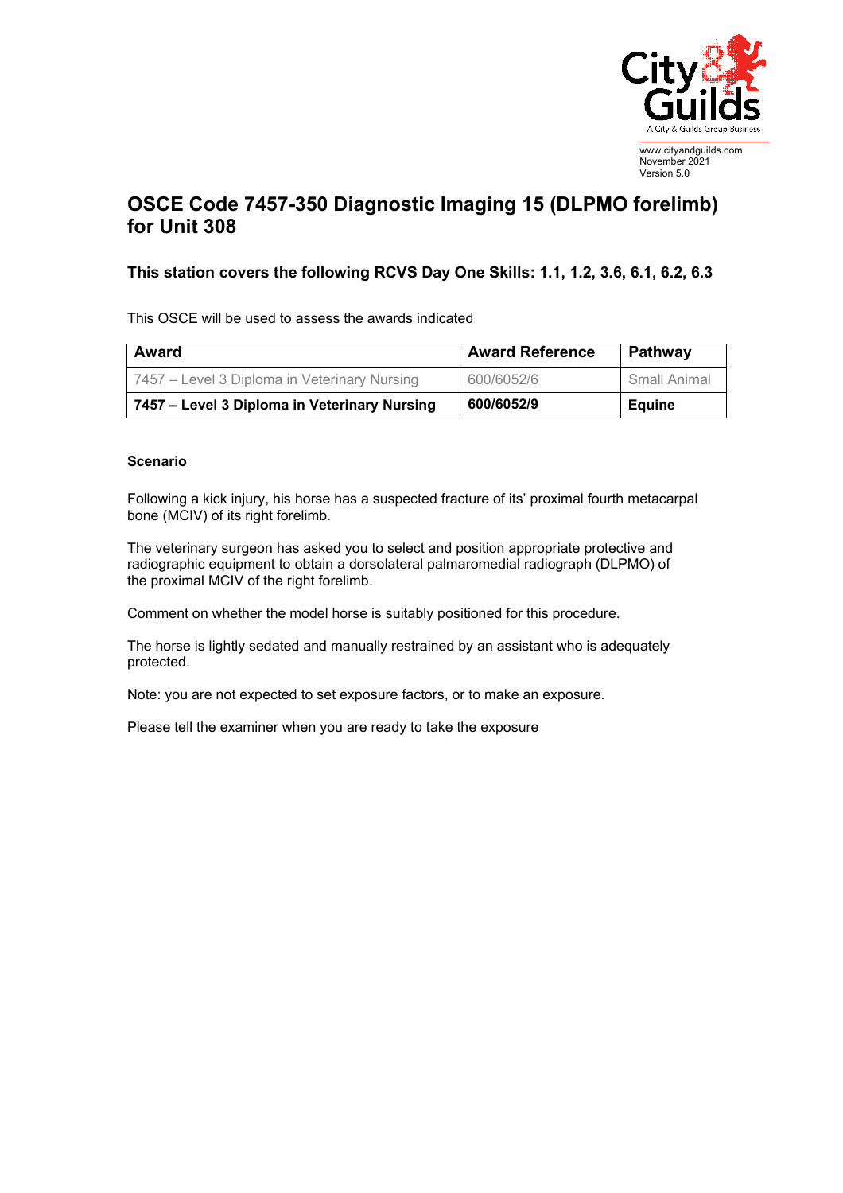www.cityandguilds.com
November 2021
Version 5.0

# OSCE Code 7457-350 Diagnostic Imaging 15 (DLPMO forelimb) for Unit 308

### This station covers the following RCVS Day One Skills: 1.1, 1.2, 3.6, 6.1, 6.2, 6.3

This OSCE will be used to assess the awards indicated

| Award | Award Reference | Pathway |
|---|---|---|
| 7457 – Level 3 Diploma in Veterinary Nursing | 600/6052/6 | Small Animal |
| **7457 – Level 3 Diploma in Veterinary Nursing** | **600/6052/9** | **Equine** |

**Scenario**

Following a kick injury, his horse has a suspected fracture of its' proximal fourth metacarpal bone (MCIV) of its right forelimb.

The veterinary surgeon has asked you to select and position appropriate protective and radiographic equipment to obtain a dorsolateral palmaromedial radiograph (DLPMO) of the proximal MCIV of the right forelimb.

Comment on whether the model horse is suitably positioned for this procedure.

The horse is lightly sedated and manually restrained by an assistant who is adequately protected.

Note: you are not expected to set exposure factors, or to make an exposure.

Please tell the examiner when you are ready to take the exposure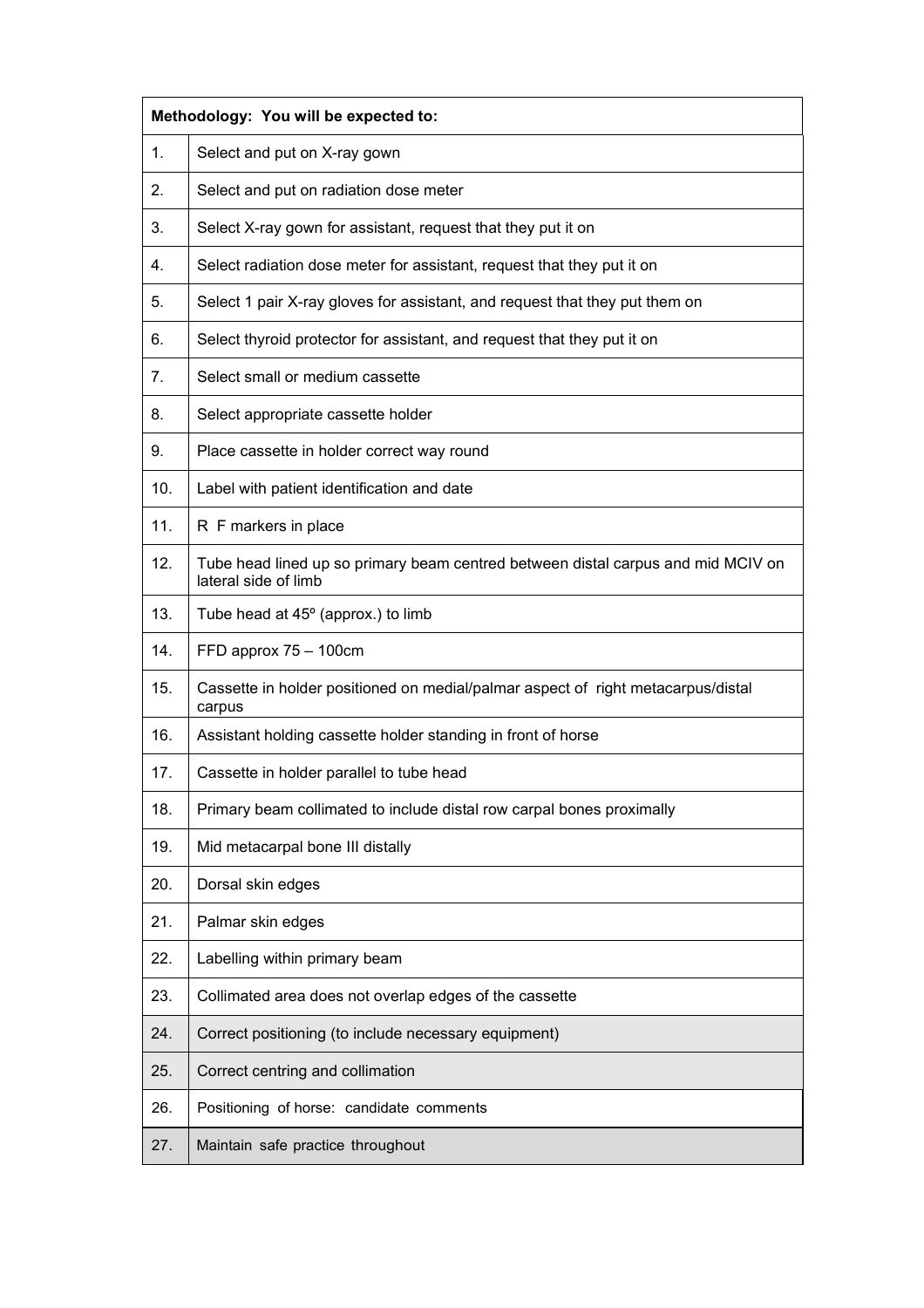| Methodology: You will be expected to: | |
|---|---|
| 1. | Select and put on X-ray gown |
| 2. | Select and put on radiation dose meter |
| 3. | Select X-ray gown for assistant, request that they put it on |
| 4. | Select radiation dose meter for assistant, request that they put it on |
| 5. | Select 1 pair X-ray gloves for assistant, and request that they put them on |
| 6. | Select thyroid protector for assistant, and request that they put it on |
| 7. | Select small or medium cassette |
| 8. | Select appropriate cassette holder |
| 9. | Place cassette in holder correct way round |
| 10. | Label with patient identification and date |
| 11. | R F markers in place |
| 12. | Tube head lined up so primary beam centred between distal carpus and mid MCIV on lateral side of limb |
| 13. | Tube head at 45º (approx.) to limb |
| 14. | FFD approx 75 – 100cm |
| 15. | Cassette in holder positioned on medial/palmar aspect of right metacarpus/distal carpus |
| 16. | Assistant holding cassette holder standing in front of horse |
| 17. | Cassette in holder parallel to tube head |
| 18. | Primary beam collimated to include distal row carpal bones proximally |
| 19. | Mid metacarpal bone III distally |
| 20. | Dorsal skin edges |
| 21. | Palmar skin edges |
| 22. | Labelling within primary beam |
| 23. | Collimated area does not overlap edges of the cassette |
| 24. | Correct positioning (to include necessary equipment) |
| 25. | Correct centring and collimation |
| 26. | Positioning of horse: candidate comments |
| 27. | Maintain safe practice throughout |